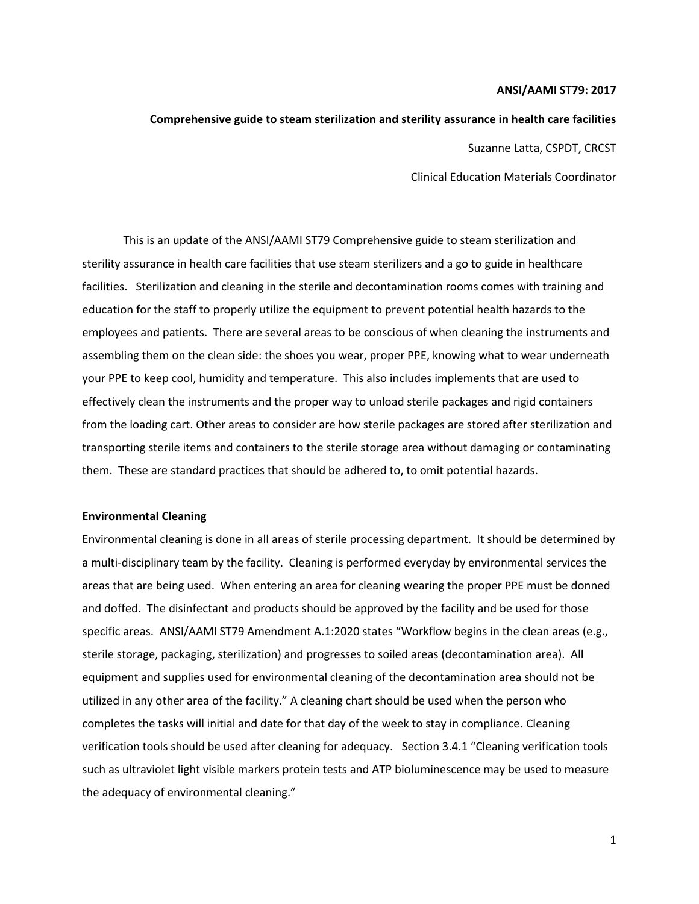**ANSI/AAMI ST79: 2017**

**Comprehensive guide to steam sterilization and sterility assurance in health care facilities**

Suzanne Latta, CSPDT, CRCST

Clinical Education Materials Coordinator

This is an update of the ANSI/AAMI ST79 Comprehensive guide to steam sterilization and sterility assurance in health care facilities that use steam sterilizers and a go to guide in healthcare facilities. Sterilization and cleaning in the sterile and decontamination rooms comes with training and education for the staff to properly utilize the equipment to prevent potential health hazards to the employees and patients. There are several areas to be conscious of when cleaning the instruments and assembling them on the clean side: the shoes you wear, proper PPE, knowing what to wear underneath your PPE to keep cool, humidity and temperature. This also includes implements that are used to effectively clean the instruments and the proper way to unload sterile packages and rigid containers from the loading cart. Other areas to consider are how sterile packages are stored after sterilization and transporting sterile items and containers to the sterile storage area without damaging or contaminating them. These are standard practices that should be adhered to, to omit potential hazards.

**Environmental Cleaning**

Environmental cleaning is done in all areas of sterile processing department. It should be determined by a multi-disciplinary team by the facility. Cleaning is performed everyday by environmental services the areas that are being used. When entering an area for cleaning wearing the proper PPE must be donned and doffed. The disinfectant and products should be approved by the facility and be used for those specific areas. ANSI/AAMI ST79 Amendment A.1:2020 states "Workflow begins in the clean areas (e.g., sterile storage, packaging, sterilization) and progresses to soiled areas (decontamination area). All equipment and supplies used for environmental cleaning of the decontamination area should not be utilized in any other area of the facility." A cleaning chart should be used when the person who completes the tasks will initial and date for that day of the week to stay in compliance. Cleaning verification tools should be used after cleaning for adequacy. Section 3.4.1 "Cleaning verification tools such as ultraviolet light visible markers protein tests and ATP bioluminescence may be used to measure the adequacy of environmental cleaning."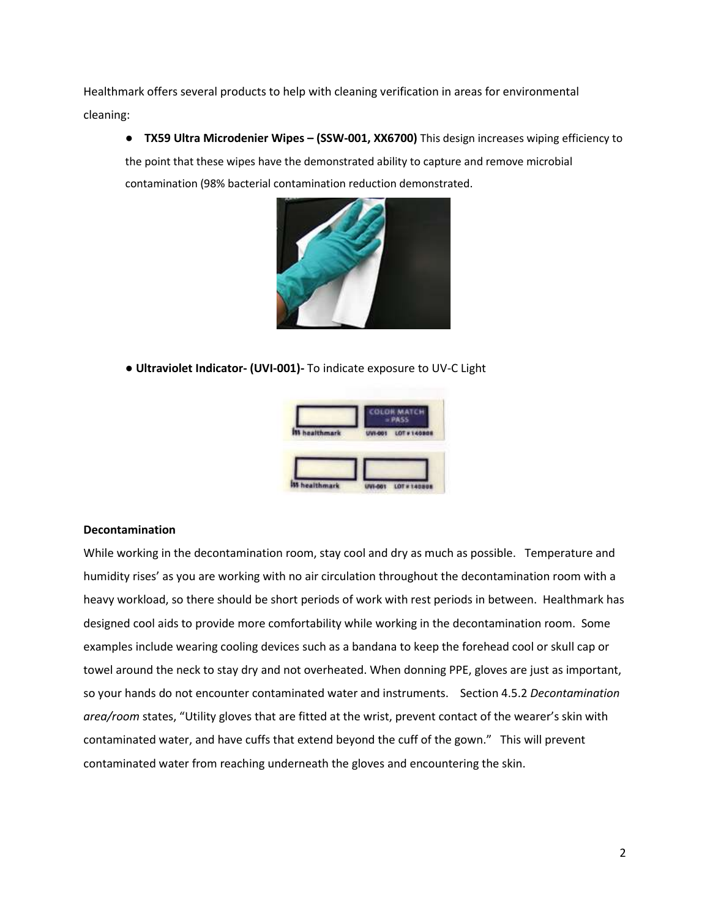Healthmark offers several products to help with cleaning verification in areas for environmental cleaning:

- **TX59 Ultra Microdenier Wipes – (SSW-001, XX6700)** This design increases wiping efficiency to the point that these wipes have the demonstrated ability to capture and remove microbial contamination (98% bacterial contamination reduction demonstrated.

- **Ultraviolet Indicator- (UVI-001)-** To indicate exposure to UV-C Light

**Decontamination**

While working in the decontamination room, stay cool and dry as much as possible. Temperature and humidity rises' as you are working with no air circulation throughout the decontamination room with a heavy workload, so there should be short periods of work with rest periods in between. Healthmark has designed cool aids to provide more comfortability while working in the decontamination room. Some examples include wearing cooling devices such as a bandana to keep the forehead cool or skull cap or towel around the neck to stay dry and not overheated. When donning PPE, gloves are just as important, so your hands do not encounter contaminated water and instruments. Section 4.5.2 *Decontamination area/room* states, "Utility gloves that are fitted at the wrist, prevent contact of the wearer's skin with contaminated water, and have cuffs that extend beyond the cuff of the gown." This will prevent contaminated water from reaching underneath the gloves and encountering the skin.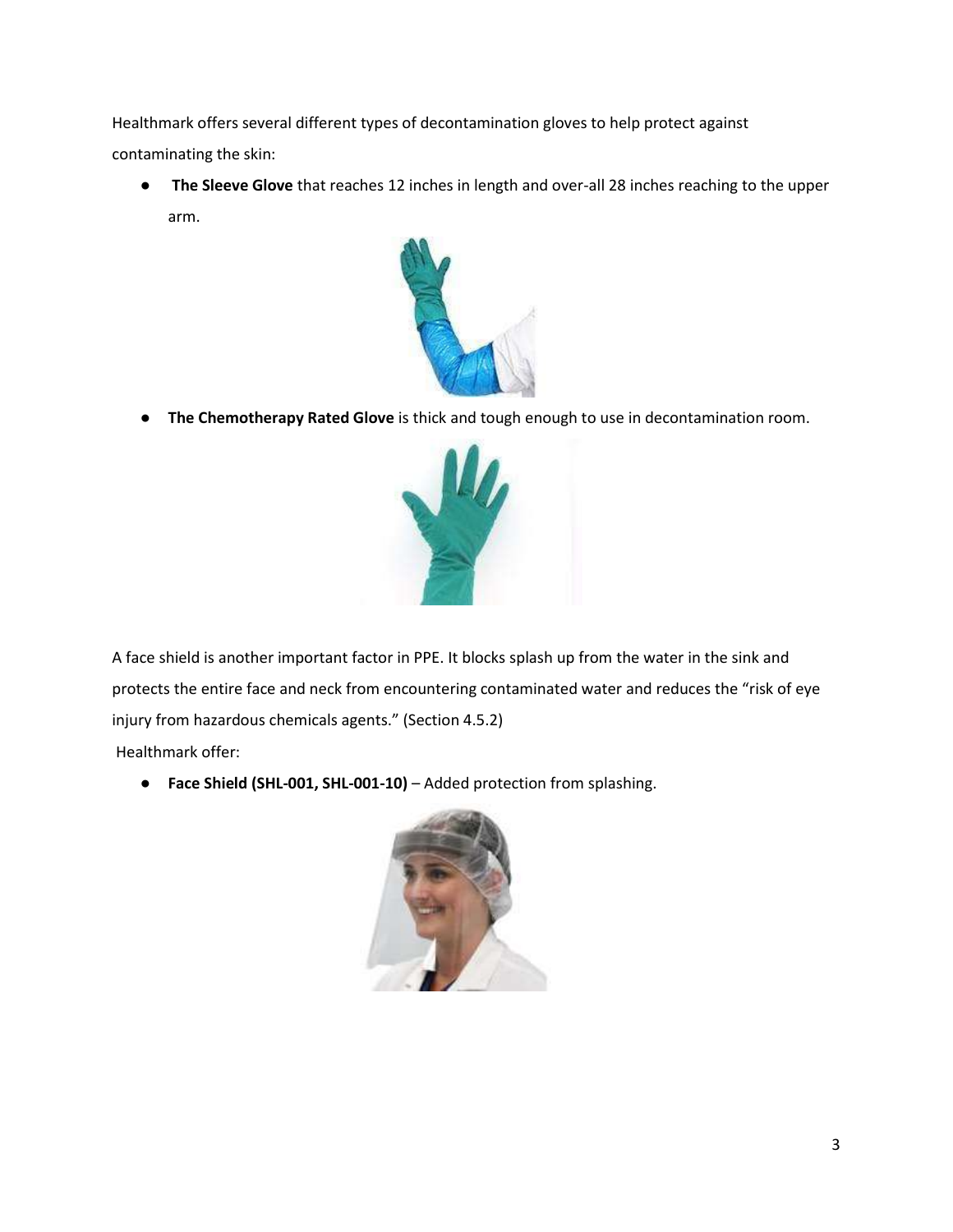Healthmark offers several different types of decontamination gloves to help protect against contaminating the skin:

- **The Sleeve Glove** that reaches 12 inches in length and over-all 28 inches reaching to the upper arm.

- **The Chemotherapy Rated Glove** is thick and tough enough to use in decontamination room.

A face shield is another important factor in PPE. It blocks splash up from the water in the sink and protects the entire face and neck from encountering contaminated water and reduces the "risk of eye injury from hazardous chemicals agents." (Section 4.5.2)

Healthmark offer:

- **Face Shield (SHL-001, SHL-001-10)** – Added protection from splashing.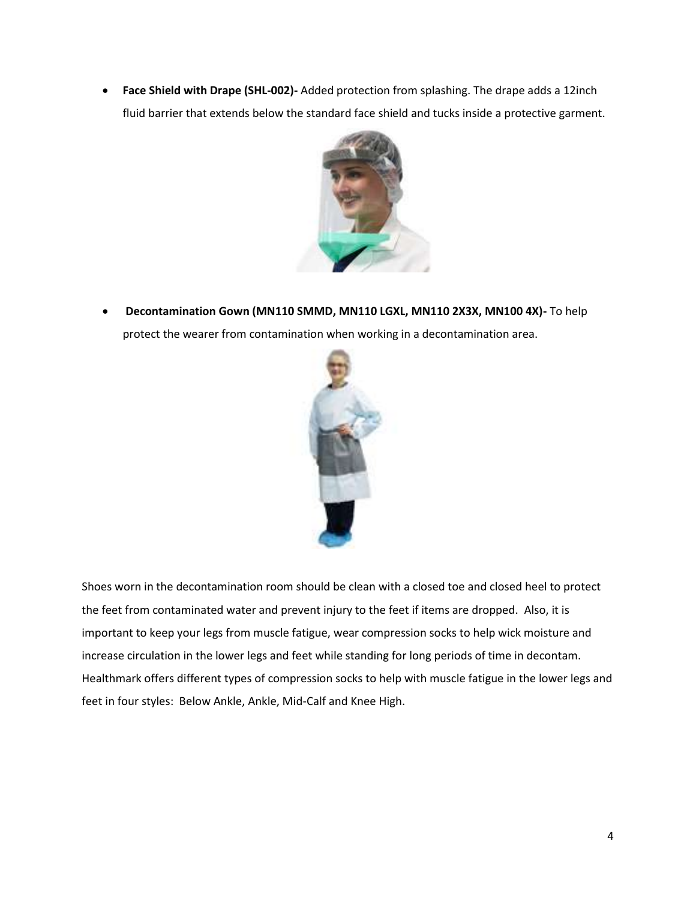- **Face Shield with Drape (SHL-002)-** Added protection from splashing. The drape adds a 12inch fluid barrier that extends below the standard face shield and tucks inside a protective garment.

- **Decontamination Gown (MN110 SMMD, MN110 LGXL, MN110 2X3X, MN100 4X)-** To help protect the wearer from contamination when working in a decontamination area.

Shoes worn in the decontamination room should be clean with a closed toe and closed heel to protect the feet from contaminated water and prevent injury to the feet if items are dropped. Also, it is important to keep your legs from muscle fatigue, wear compression socks to help wick moisture and increase circulation in the lower legs and feet while standing for long periods of time in decontam. Healthmark offers different types of compression socks to help with muscle fatigue in the lower legs and feet in four styles: Below Ankle, Ankle, Mid-Calf and Knee High.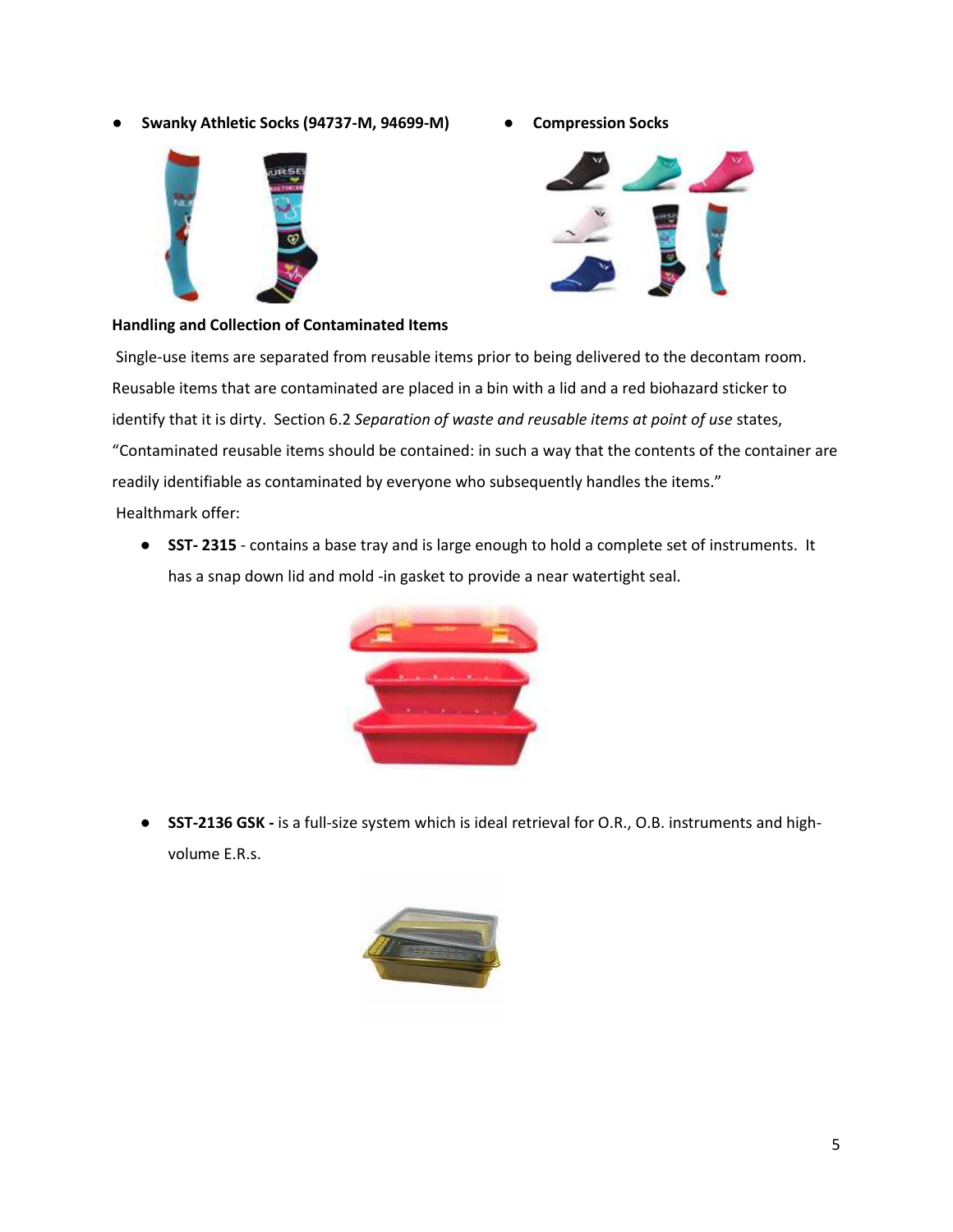- **Swanky Athletic Socks (94737-M, 94699-M)**
- **Compression Socks**

**Handling and Collection of Contaminated Items**

Single-use items are separated from reusable items prior to being delivered to the decontam room. Reusable items that are contaminated are placed in a bin with a lid and a red biohazard sticker to identify that it is dirty. Section 6.2 *Separation of waste and reusable items at point of use* states, "Contaminated reusable items should be contained: in such a way that the contents of the container are readily identifiable as contaminated by everyone who subsequently handles the items."

Healthmark offer:

- **SST- 2315** - contains a base tray and is large enough to hold a complete set of instruments. It has a snap down lid and mold -in gasket to provide a near watertight seal.

- **SST-2136 GSK -** is a full-size system which is ideal retrieval for O.R., O.B. instruments and high-volume E.R.s.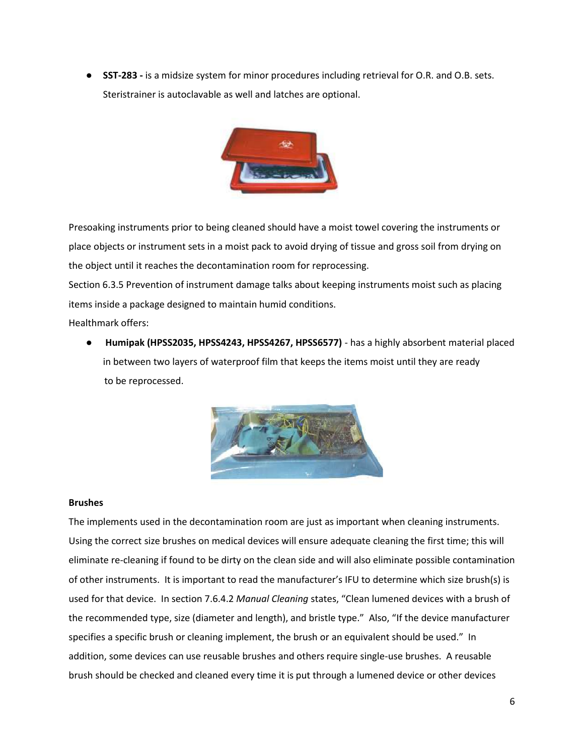- **SST-283 -** is a midsize system for minor procedures including retrieval for O.R. and O.B. sets. Steristrainer is autoclavable as well and latches are optional.

Presoaking instruments prior to being cleaned should have a moist towel covering the instruments or place objects or instrument sets in a moist pack to avoid drying of tissue and gross soil from drying on the object until it reaches the decontamination room for reprocessing.

Section 6.3.5 Prevention of instrument damage talks about keeping instruments moist such as placing items inside a package designed to maintain humid conditions.

Healthmark offers:

- **Humipak (HPSS2035, HPSS4243, HPSS4267, HPSS6577)** - has a highly absorbent material placed in between two layers of waterproof film that keeps the items moist until they are ready to be reprocessed.

**Brushes**

The implements used in the decontamination room are just as important when cleaning instruments. Using the correct size brushes on medical devices will ensure adequate cleaning the first time; this will eliminate re-cleaning if found to be dirty on the clean side and will also eliminate possible contamination of other instruments. It is important to read the manufacturer's IFU to determine which size brush(s) is used for that device. In section 7.6.4.2 *Manual Cleaning* states, "Clean lumened devices with a brush of the recommended type, size (diameter and length), and bristle type." Also, "If the device manufacturer specifies a specific brush or cleaning implement, the brush or an equivalent should be used." In addition, some devices can use reusable brushes and others require single-use brushes. A reusable brush should be checked and cleaned every time it is put through a lumened device or other devices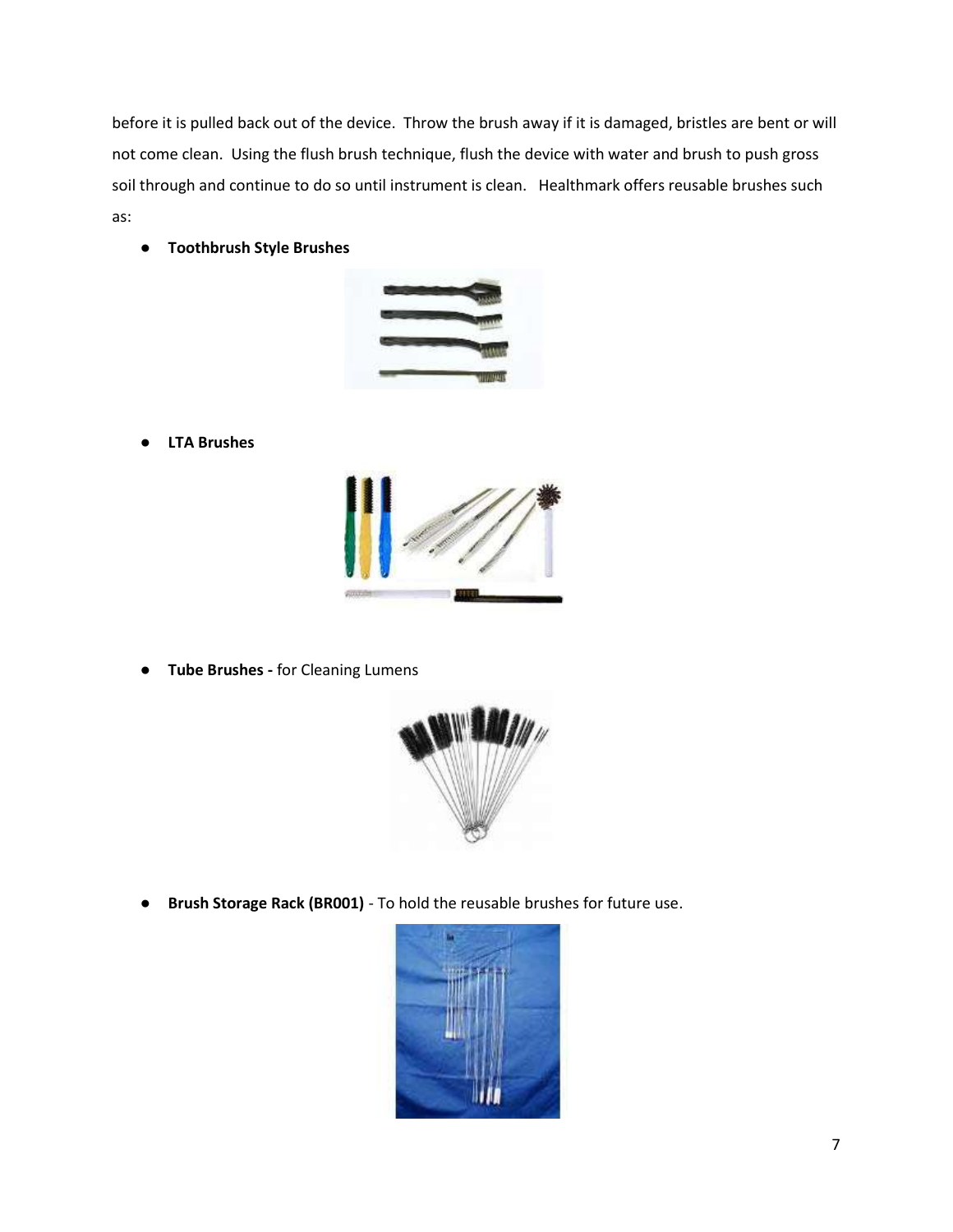before it is pulled back out of the device. Throw the brush away if it is damaged, bristles are bent or will not come clean. Using the flush brush technique, flush the device with water and brush to push gross soil through and continue to do so until instrument is clean. Healthmark offers reusable brushes such as:

- **Toothbrush Style Brushes**

- **LTA Brushes**

- **Tube Brushes -** for Cleaning Lumens

- **Brush Storage Rack (BR001)** - To hold the reusable brushes for future use.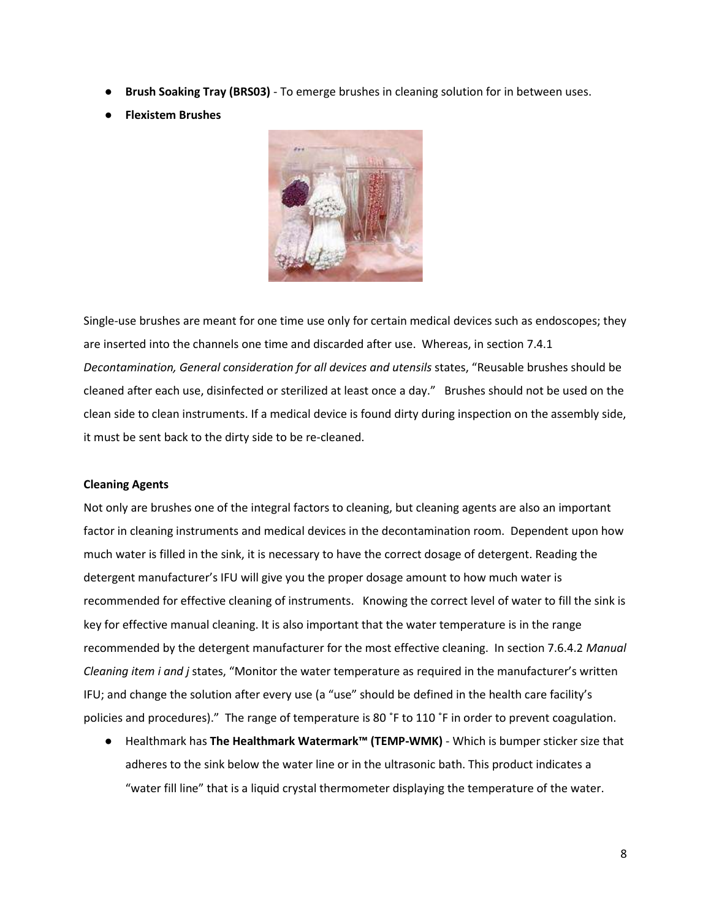- **Brush Soaking Tray (BRS03)** - To emerge brushes in cleaning solution for in between uses.
- **Flexistem Brushes**

Single-use brushes are meant for one time use only for certain medical devices such as endoscopes; they are inserted into the channels one time and discarded after use. Whereas, in section 7.4.1 *Decontamination, General consideration for all devices and utensils* states, "Reusable brushes should be cleaned after each use, disinfected or sterilized at least once a day." Brushes should not be used on the clean side to clean instruments. If a medical device is found dirty during inspection on the assembly side, it must be sent back to the dirty side to be re-cleaned.

**Cleaning Agents**

Not only are brushes one of the integral factors to cleaning, but cleaning agents are also an important factor in cleaning instruments and medical devices in the decontamination room. Dependent upon how much water is filled in the sink, it is necessary to have the correct dosage of detergent. Reading the detergent manufacturer's IFU will give you the proper dosage amount to how much water is recommended for effective cleaning of instruments. Knowing the correct level of water to fill the sink is key for effective manual cleaning. It is also important that the water temperature is in the range recommended by the detergent manufacturer for the most effective cleaning. In section 7.6.4.2 *Manual Cleaning item i and j* states, "Monitor the water temperature as required in the manufacturer's written IFU; and change the solution after every use (a "use" should be defined in the health care facility's policies and procedures)." The range of temperature is 80 ˚F to 110 ˚F in order to prevent coagulation.

- Healthmark has **The Healthmark Watermark™ (TEMP-WMK)** - Which is bumper sticker size that adheres to the sink below the water line or in the ultrasonic bath. This product indicates a "water fill line" that is a liquid crystal thermometer displaying the temperature of the water.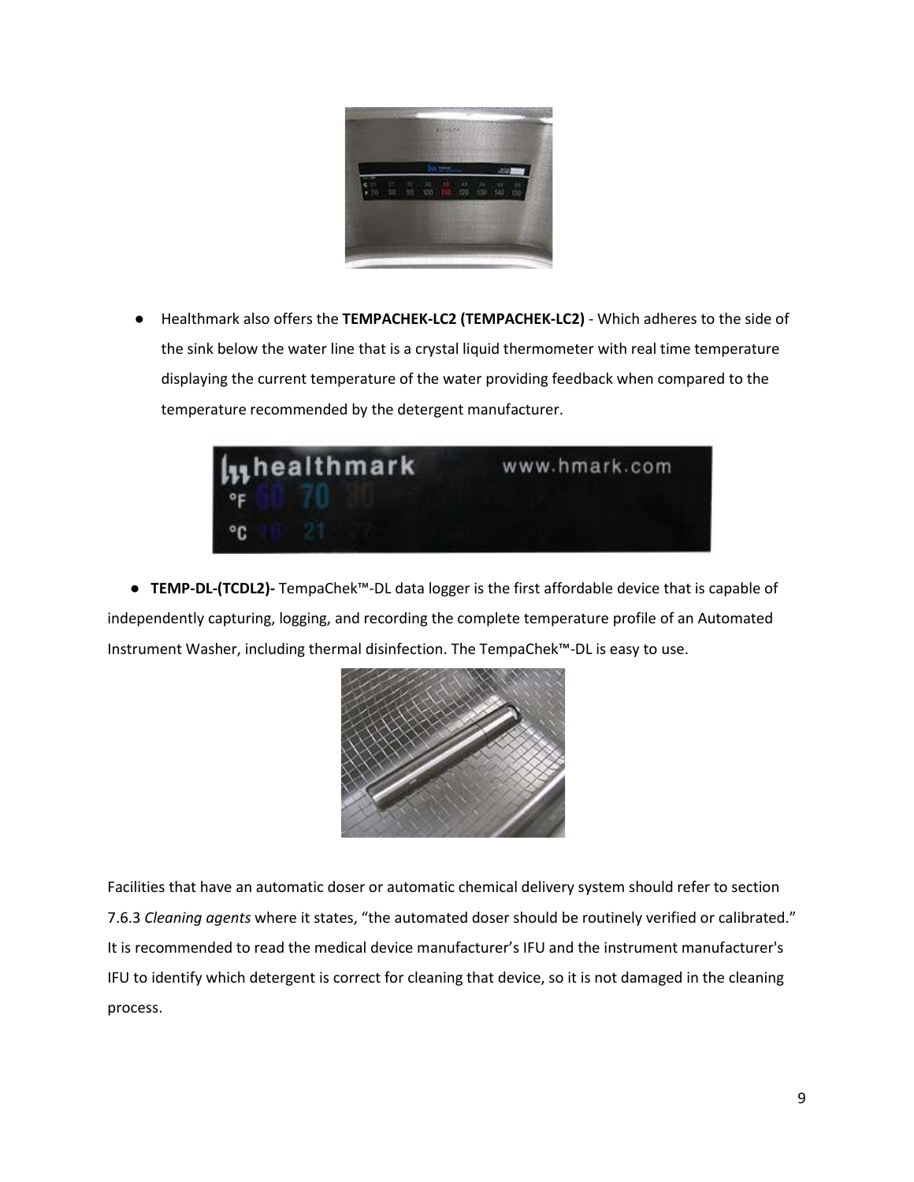- Healthmark also offers the **TEMPACHEK-LC2 (TEMPACHEK-LC2)** - Which adheres to the side of the sink below the water line that is a crystal liquid thermometer with real time temperature displaying the current temperature of the water providing feedback when compared to the temperature recommended by the detergent manufacturer.

- **TEMP-DL-(TCDL2)-** TempaChek™-DL data logger is the first affordable device that is capable of independently capturing, logging, and recording the complete temperature profile of an Automated Instrument Washer, including thermal disinfection. The TempaChek™-DL is easy to use.

Facilities that have an automatic doser or automatic chemical delivery system should refer to section 7.6.3 *Cleaning agents* where it states, "the automated doser should be routinely verified or calibrated." It is recommended to read the medical device manufacturer's IFU and the instrument manufacturer's IFU to identify which detergent is correct for cleaning that device, so it is not damaged in the cleaning process.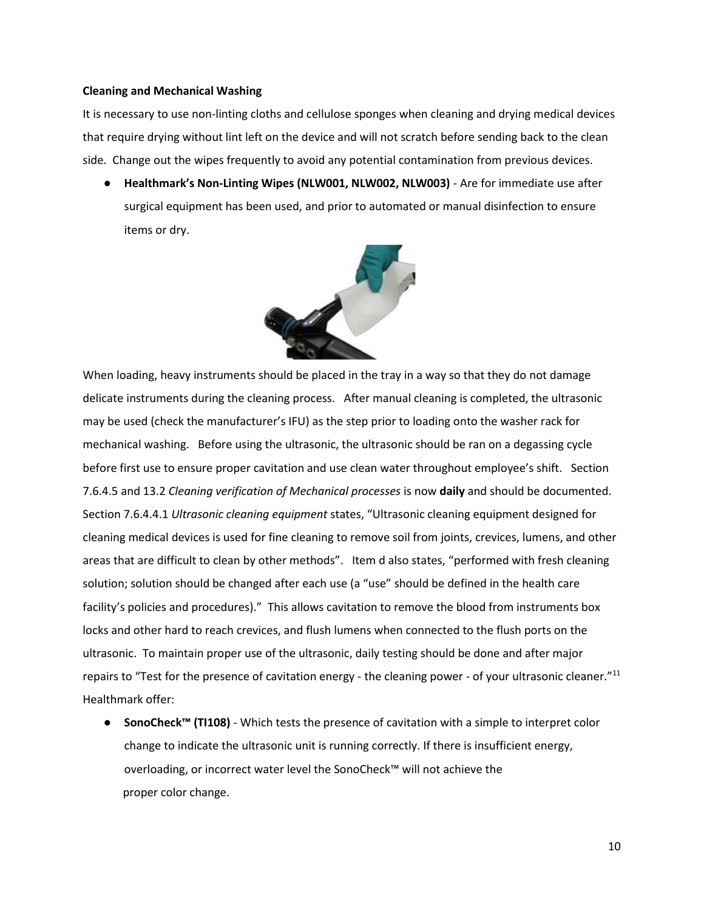**Cleaning and Mechanical Washing**

It is necessary to use non-linting cloths and cellulose sponges when cleaning and drying medical devices that require drying without lint left on the device and will not scratch before sending back to the clean side. Change out the wipes frequently to avoid any potential contamination from previous devices.

- **Healthmark's Non-Linting Wipes (NLW001, NLW002, NLW003)** - Are for immediate use after surgical equipment has been used, and prior to automated or manual disinfection to ensure items or dry.

When loading, heavy instruments should be placed in the tray in a way so that they do not damage delicate instruments during the cleaning process. After manual cleaning is completed, the ultrasonic may be used (check the manufacturer's IFU) as the step prior to loading onto the washer rack for mechanical washing. Before using the ultrasonic, the ultrasonic should be ran on a degassing cycle before first use to ensure proper cavitation and use clean water throughout employee's shift. Section 7.6.4.5 and 13.2 *Cleaning verification of Mechanical processes* is now **daily** and should be documented. Section 7.6.4.4.1 *Ultrasonic cleaning equipment* states, "Ultrasonic cleaning equipment designed for cleaning medical devices is used for fine cleaning to remove soil from joints, crevices, lumens, and other areas that are difficult to clean by other methods". Item d also states, "performed with fresh cleaning solution; solution should be changed after each use (a "use" should be defined in the health care facility's policies and procedures)." This allows cavitation to remove the blood from instruments box locks and other hard to reach crevices, and flush lumens when connected to the flush ports on the ultrasonic. To maintain proper use of the ultrasonic, daily testing should be done and after major repairs to "Test for the presence of cavitation energy - the cleaning power - of your ultrasonic cleaner."[11] Healthmark offer:

- **SonoCheck™ (TI108)** - Which tests the presence of cavitation with a simple to interpret color change to indicate the ultrasonic unit is running correctly. If there is insufficient energy, overloading, or incorrect water level the SonoCheck™ will not achieve the proper color change.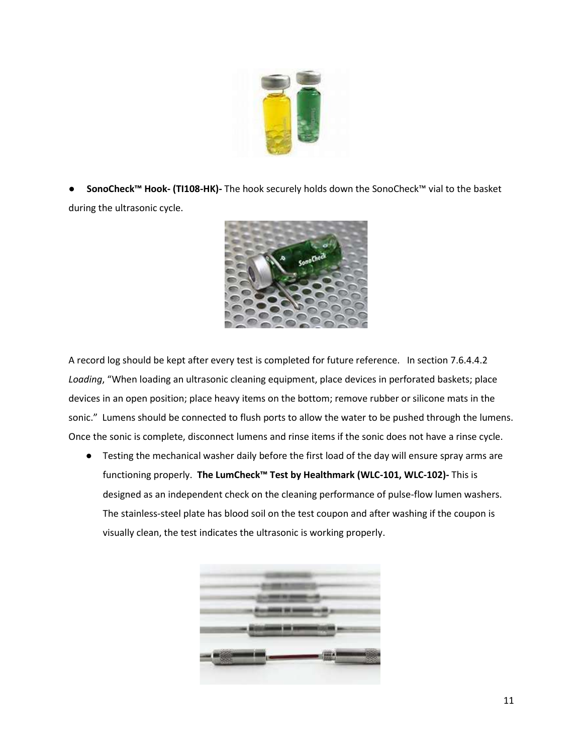- **SonoCheck™ Hook- (TI108-HK)-** The hook securely holds down the SonoCheck™ vial to the basket during the ultrasonic cycle.

A record log should be kept after every test is completed for future reference. In section 7.6.4.4.2 *Loading*, "When loading an ultrasonic cleaning equipment, place devices in perforated baskets; place devices in an open position; place heavy items on the bottom; remove rubber or silicone mats in the sonic." Lumens should be connected to flush ports to allow the water to be pushed through the lumens. Once the sonic is complete, disconnect lumens and rinse items if the sonic does not have a rinse cycle.

- Testing the mechanical washer daily before the first load of the day will ensure spray arms are functioning properly. **The LumCheck™ Test by Healthmark (WLC-101, WLC-102)-** This is designed as an independent check on the cleaning performance of pulse-flow lumen washers. The stainless-steel plate has blood soil on the test coupon and after washing if the coupon is visually clean, the test indicates the ultrasonic is working properly.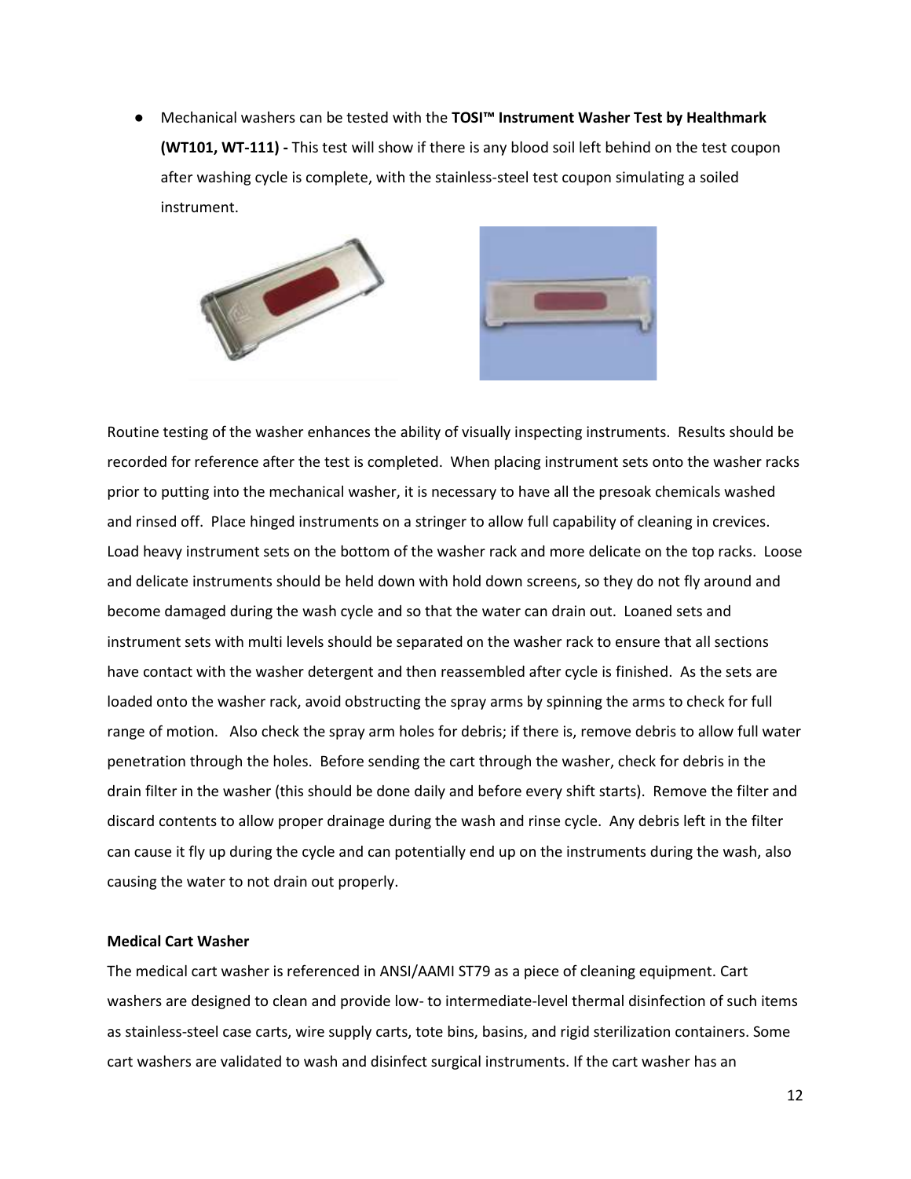- Mechanical washers can be tested with the **TOSI™ Instrument Washer Test by Healthmark (WT101, WT-111) -** This test will show if there is any blood soil left behind on the test coupon after washing cycle is complete, with the stainless-steel test coupon simulating a soiled instrument.

Routine testing of the washer enhances the ability of visually inspecting instruments. Results should be recorded for reference after the test is completed. When placing instrument sets onto the washer racks prior to putting into the mechanical washer, it is necessary to have all the presoak chemicals washed and rinsed off. Place hinged instruments on a stringer to allow full capability of cleaning in crevices. Load heavy instrument sets on the bottom of the washer rack and more delicate on the top racks. Loose and delicate instruments should be held down with hold down screens, so they do not fly around and become damaged during the wash cycle and so that the water can drain out. Loaned sets and instrument sets with multi levels should be separated on the washer rack to ensure that all sections have contact with the washer detergent and then reassembled after cycle is finished. As the sets are loaded onto the washer rack, avoid obstructing the spray arms by spinning the arms to check for full range of motion. Also check the spray arm holes for debris; if there is, remove debris to allow full water penetration through the holes. Before sending the cart through the washer, check for debris in the drain filter in the washer (this should be done daily and before every shift starts). Remove the filter and discard contents to allow proper drainage during the wash and rinse cycle. Any debris left in the filter can cause it fly up during the cycle and can potentially end up on the instruments during the wash, also causing the water to not drain out properly.

**Medical Cart Washer**

The medical cart washer is referenced in ANSI/AAMI ST79 as a piece of cleaning equipment. Cart washers are designed to clean and provide low- to intermediate-level thermal disinfection of such items as stainless-steel case carts, wire supply carts, tote bins, basins, and rigid sterilization containers. Some cart washers are validated to wash and disinfect surgical instruments. If the cart washer has an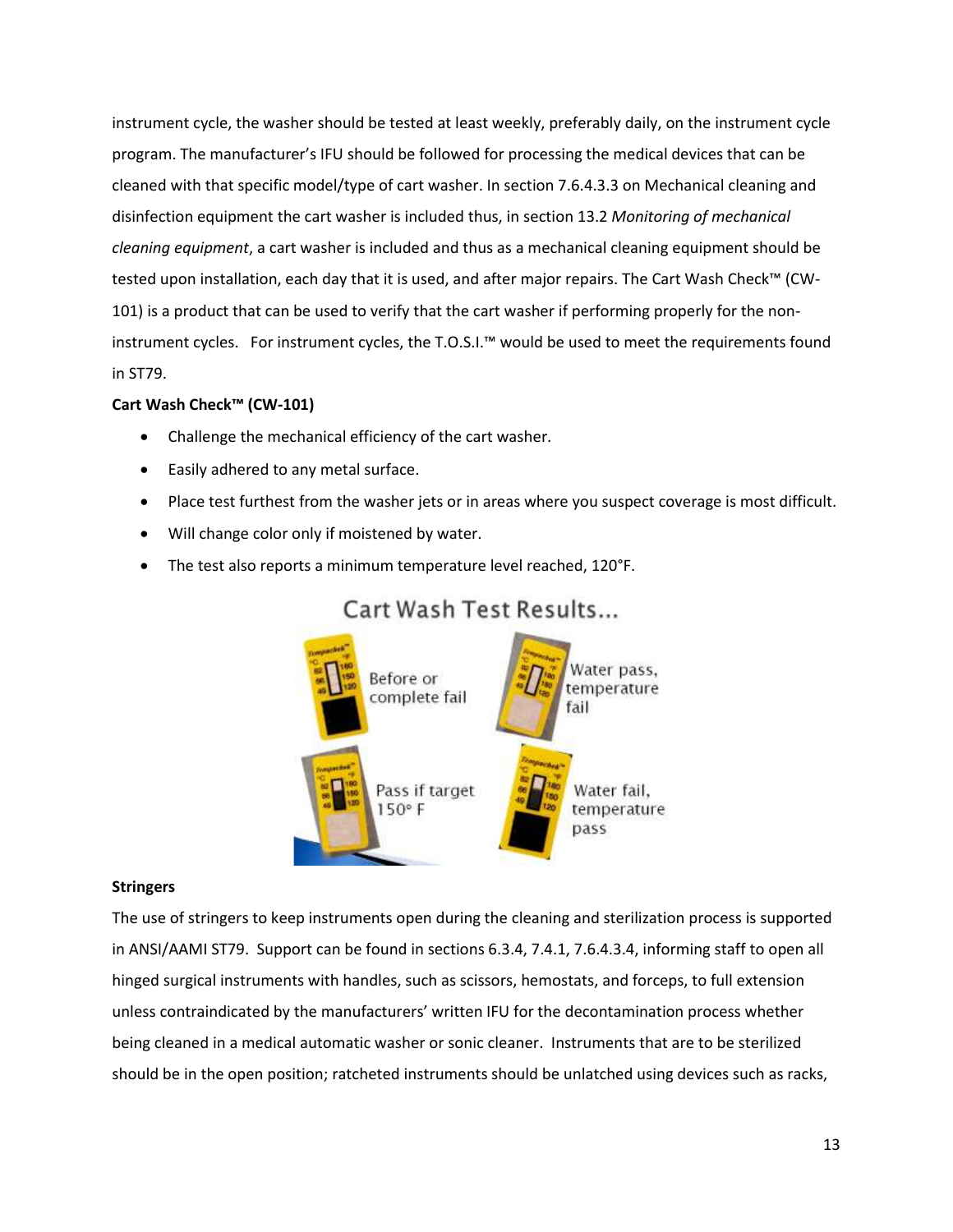instrument cycle, the washer should be tested at least weekly, preferably daily, on the instrument cycle program. The manufacturer's IFU should be followed for processing the medical devices that can be cleaned with that specific model/type of cart washer. In section 7.6.4.3.3 on Mechanical cleaning and disinfection equipment the cart washer is included thus, in section 13.2 *Monitoring of mechanical cleaning equipment*, a cart washer is included and thus as a mechanical cleaning equipment should be tested upon installation, each day that it is used, and after major repairs. The Cart Wash Check™ (CW-101) is a product that can be used to verify that the cart washer if performing properly for the non-instrument cycles. For instrument cycles, the T.O.S.I.™ would be used to meet the requirements found in ST79.

**Cart Wash Check™ (CW-101)**

- Challenge the mechanical efficiency of the cart washer.
- Easily adhered to any metal surface.
- Place test furthest from the washer jets or in areas where you suspect coverage is most difficult.
- Will change color only if moistened by water.
- The test also reports a minimum temperature level reached, 120°F.

Cart Wash Test Results...

Before or complete fail

Water pass, temperature fail

Pass if target 150° F

Water fail, temperature pass

**Stringers**

The use of stringers to keep instruments open during the cleaning and sterilization process is supported in ANSI/AAMI ST79. Support can be found in sections 6.3.4, 7.4.1, 7.6.4.3.4, informing staff to open all hinged surgical instruments with handles, such as scissors, hemostats, and forceps, to full extension unless contraindicated by the manufacturers' written IFU for the decontamination process whether being cleaned in a medical automatic washer or sonic cleaner. Instruments that are to be sterilized should be in the open position; ratcheted instruments should be unlatched using devices such as racks,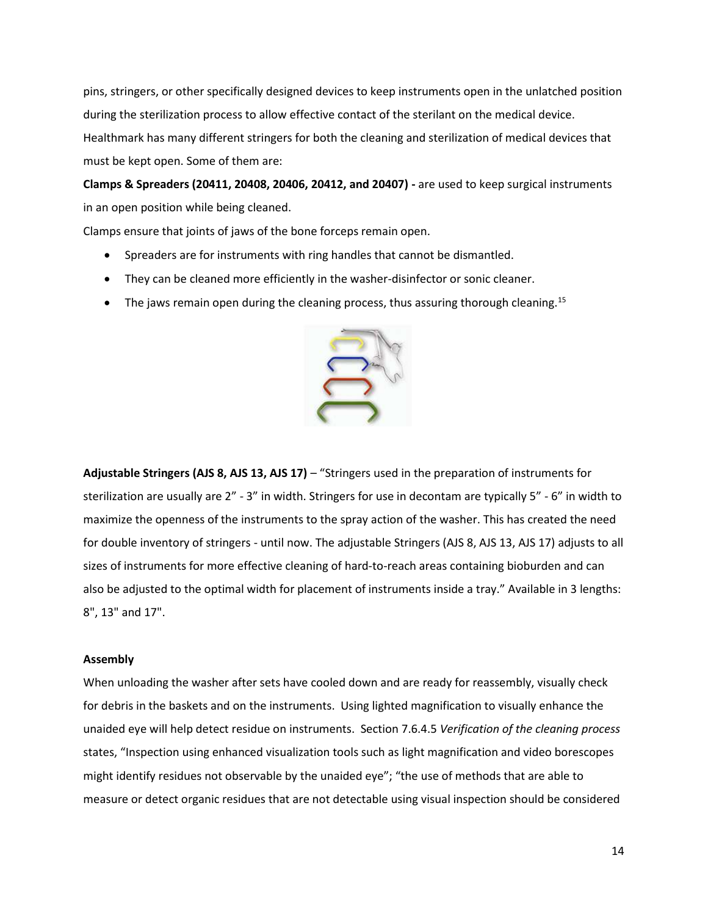pins, stringers, or other specifically designed devices to keep instruments open in the unlatched position during the sterilization process to allow effective contact of the sterilant on the medical device. Healthmark has many different stringers for both the cleaning and sterilization of medical devices that must be kept open. Some of them are:

**Clamps & Spreaders (20411, 20408, 20406, 20412, and 20407) -** are used to keep surgical instruments in an open position while being cleaned.

Clamps ensure that joints of jaws of the bone forceps remain open.

- Spreaders are for instruments with ring handles that cannot be dismantled.
- They can be cleaned more efficiently in the washer-disinfector or sonic cleaner.
- The jaws remain open during the cleaning process, thus assuring thorough cleaning.[15]

**Adjustable Stringers (AJS 8, AJS 13, AJS 17)** – "Stringers used in the preparation of instruments for sterilization are usually are 2" - 3" in width. Stringers for use in decontam are typically 5" - 6" in width to maximize the openness of the instruments to the spray action of the washer. This has created the need for double inventory of stringers - until now. The adjustable Stringers (AJS 8, AJS 13, AJS 17) adjusts to all sizes of instruments for more effective cleaning of hard-to-reach areas containing bioburden and can also be adjusted to the optimal width for placement of instruments inside a tray." Available in 3 lengths: 8", 13" and 17".

**Assembly**

When unloading the washer after sets have cooled down and are ready for reassembly, visually check for debris in the baskets and on the instruments. Using lighted magnification to visually enhance the unaided eye will help detect residue on instruments. Section 7.6.4.5 *Verification of the cleaning process* states, "Inspection using enhanced visualization tools such as light magnification and video borescopes might identify residues not observable by the unaided eye"; "the use of methods that are able to measure or detect organic residues that are not detectable using visual inspection should be considered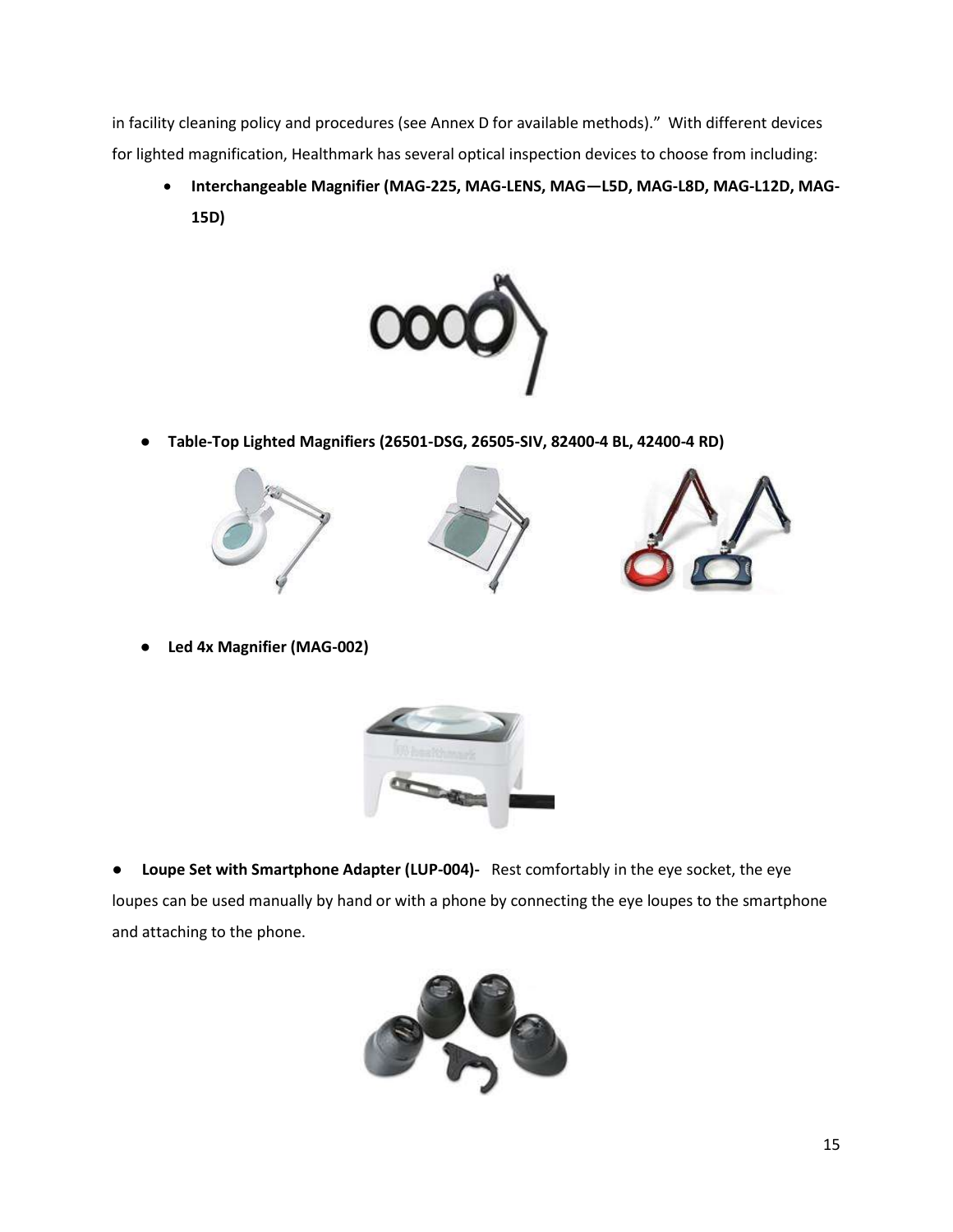in facility cleaning policy and procedures (see Annex D for available methods)."  With different devices for lighted magnification, Healthmark has several optical inspection devices to choose from including:

- **Interchangeable Magnifier (MAG-225, MAG-LENS, MAG—L5D, MAG-L8D, MAG-L12D, MAG-15D)**

- **Table-Top Lighted Magnifiers (26501-DSG, 26505-SIV, 82400-4 BL, 42400-4 RD)**

- **Led 4x Magnifier (MAG-002)**

- **Loupe Set with Smartphone Adapter (LUP-004)-** Rest comfortably in the eye socket, the eye loupes can be used manually by hand or with a phone by connecting the eye loupes to the smartphone and attaching to the phone.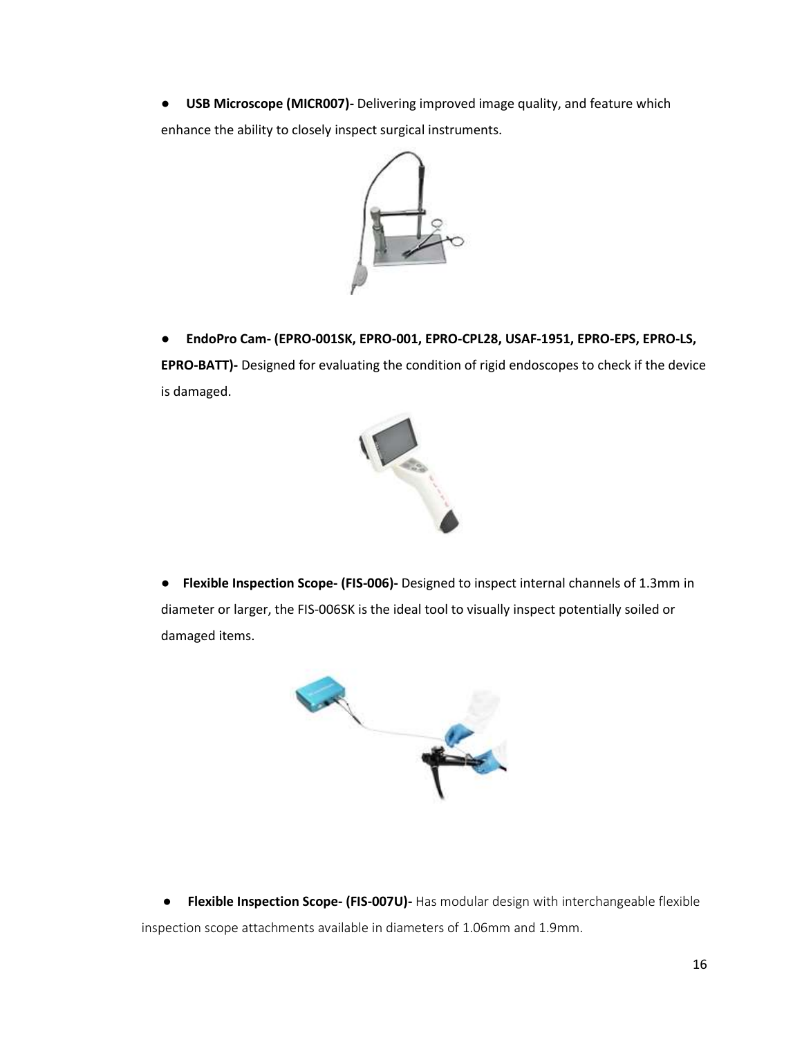- **USB Microscope (MICR007)-** Delivering improved image quality, and feature which enhance the ability to closely inspect surgical instruments.

- **EndoPro Cam- (EPRO-001SK, EPRO-001, EPRO-CPL28, USAF-1951, EPRO-EPS, EPRO-LS, EPRO-BATT)-** Designed for evaluating the condition of rigid endoscopes to check if the device is damaged.

- **Flexible Inspection Scope- (FIS-006)-** Designed to inspect internal channels of 1.3mm in diameter or larger, the FIS-006SK is the ideal tool to visually inspect potentially soiled or damaged items.

- **Flexible Inspection Scope- (FIS-007U)-** Has modular design with interchangeable flexible inspection scope attachments available in diameters of 1.06mm and 1.9mm.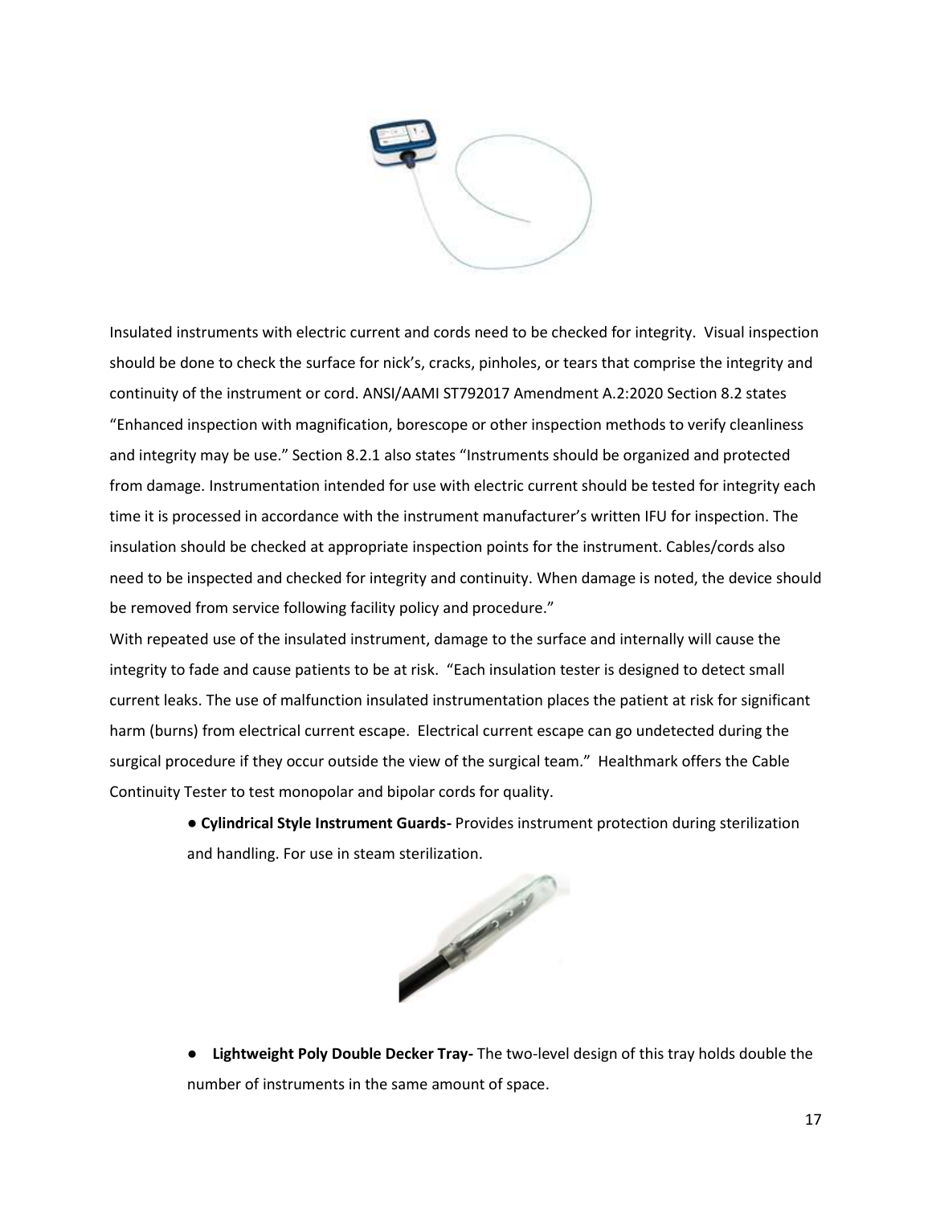Insulated instruments with electric current and cords need to be checked for integrity. Visual inspection should be done to check the surface for nick's, cracks, pinholes, or tears that comprise the integrity and continuity of the instrument or cord. ANSI/AAMI ST792017 Amendment A.2:2020 Section 8.2 states "Enhanced inspection with magnification, borescope or other inspection methods to verify cleanliness and integrity may be use." Section 8.2.1 also states "Instruments should be organized and protected from damage. Instrumentation intended for use with electric current should be tested for integrity each time it is processed in accordance with the instrument manufacturer's written IFU for inspection. The insulation should be checked at appropriate inspection points for the instrument. Cables/cords also need to be inspected and checked for integrity and continuity. When damage is noted, the device should be removed from service following facility policy and procedure."

With repeated use of the insulated instrument, damage to the surface and internally will cause the integrity to fade and cause patients to be at risk. "Each insulation tester is designed to detect small current leaks. The use of malfunction insulated instrumentation places the patient at risk for significant harm (burns) from electrical current escape. Electrical current escape can go undetected during the surgical procedure if they occur outside the view of the surgical team." Healthmark offers the Cable Continuity Tester to test monopolar and bipolar cords for quality.

- **Cylindrical Style Instrument Guards-** Provides instrument protection during sterilization and handling. For use in steam sterilization.

- **Lightweight Poly Double Decker Tray-** The two-level design of this tray holds double the number of instruments in the same amount of space.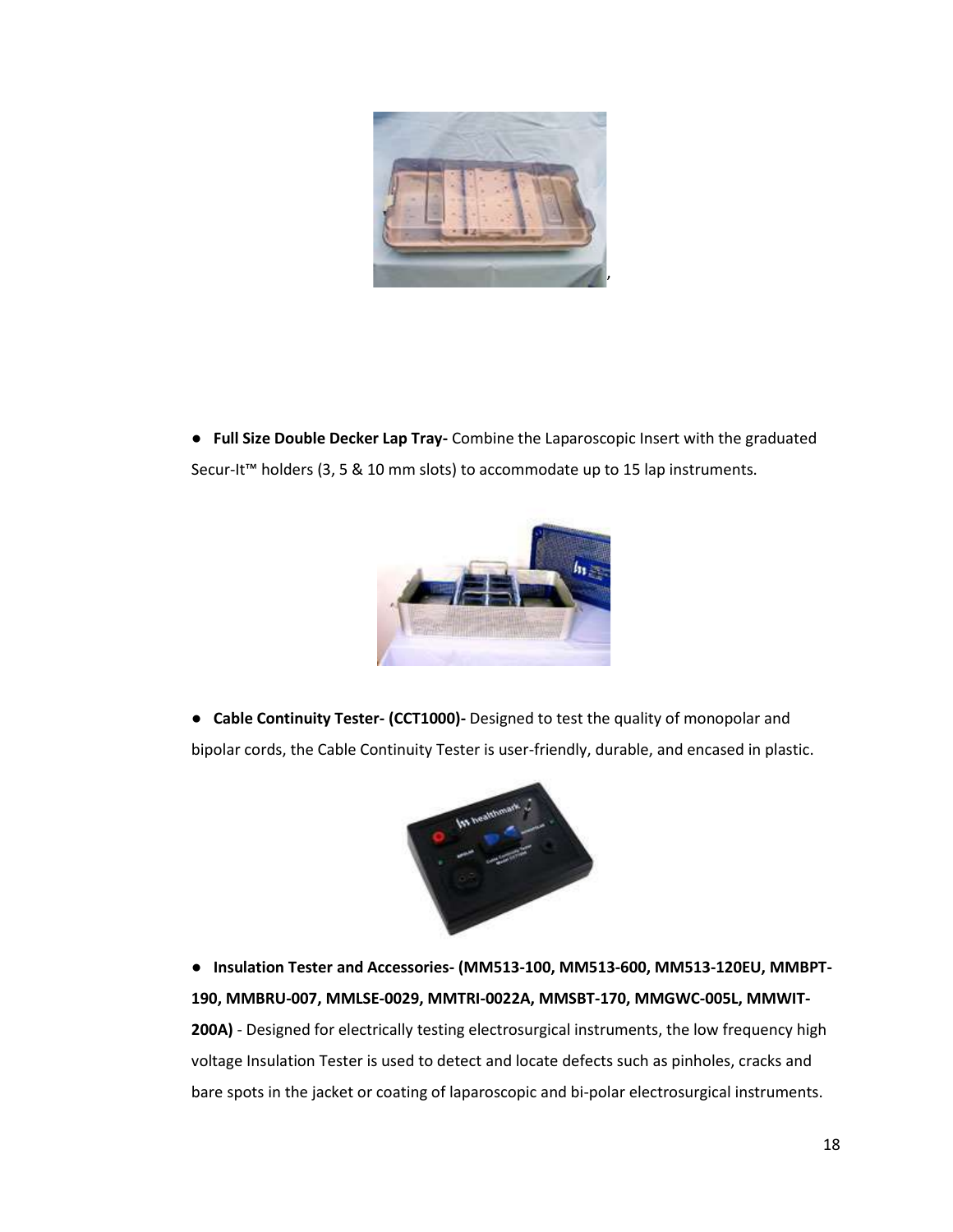,

- **Full Size Double Decker Lap Tray-** Combine the Laparoscopic Insert with the graduated Secur-It™ holders (3, 5 & 10 mm slots) to accommodate up to 15 lap instruments.

- **Cable Continuity Tester- (CCT1000)-** Designed to test the quality of monopolar and bipolar cords, the Cable Continuity Tester is user-friendly, durable, and encased in plastic.

- **Insulation Tester and Accessories- (MM513-100, MM513-600, MM513-120EU, MMBPT-190, MMBRU-007, MMLSE-0029, MMTRI-0022A, MMSBT-170, MMGWC-005L, MMWIT-200A)** - Designed for electrically testing electrosurgical instruments, the low frequency high voltage Insulation Tester is used to detect and locate defects such as pinholes, cracks and bare spots in the jacket or coating of laparoscopic and bi-polar electrosurgical instruments.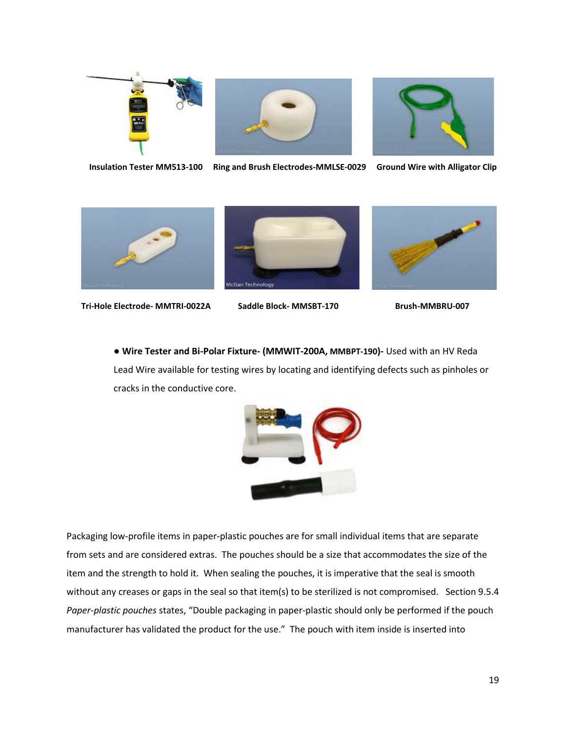**Insulation Tester MM513-100** **Ring and Brush Electrodes-MMLSE-0029** **Ground Wire with Alligator Clip**

**Tri-Hole Electrode- MMTRI-0022A** **Saddle Block- MMSBT-170** **Brush-MMBRU-007**

- **Wire Tester and Bi-Polar Fixture- (MMWIT-200A, MMBPT-190)-** Used with an HV Reda Lead Wire available for testing wires by locating and identifying defects such as pinholes or cracks in the conductive core.

Packaging low-profile items in paper-plastic pouches are for small individual items that are separate from sets and are considered extras. The pouches should be a size that accommodates the size of the item and the strength to hold it. When sealing the pouches, it is imperative that the seal is smooth without any creases or gaps in the seal so that item(s) to be sterilized is not compromised. Section 9.5.4 *Paper-plastic pouches* states, "Double packaging in paper-plastic should only be performed if the pouch manufacturer has validated the product for the use." The pouch with item inside is inserted into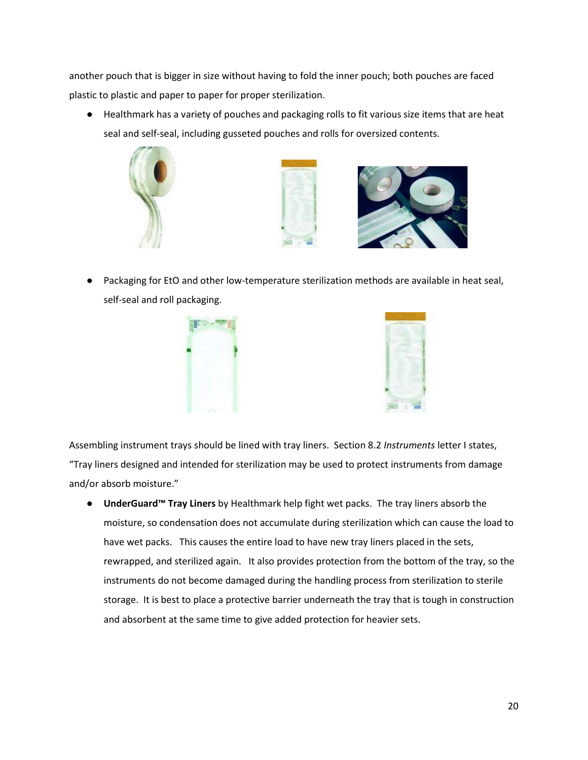another pouch that is bigger in size without having to fold the inner pouch; both pouches are faced plastic to plastic and paper to paper for proper sterilization.

- Healthmark has a variety of pouches and packaging rolls to fit various size items that are heat seal and self-seal, including gusseted pouches and rolls for oversized contents.

- Packaging for EtO and other low-temperature sterilization methods are available in heat seal, self-seal and roll packaging.

Assembling instrument trays should be lined with tray liners. Section 8.2 *Instruments* letter I states, “Tray liners designed and intended for sterilization may be used to protect instruments from damage and/or absorb moisture.”

- **UnderGuard™ Tray Liners** by Healthmark help fight wet packs. The tray liners absorb the moisture, so condensation does not accumulate during sterilization which can cause the load to have wet packs. This causes the entire load to have new tray liners placed in the sets, rewrapped, and sterilized again. It also provides protection from the bottom of the tray, so the instruments do not become damaged during the handling process from sterilization to sterile storage. It is best to place a protective barrier underneath the tray that is tough in construction and absorbent at the same time to give added protection for heavier sets.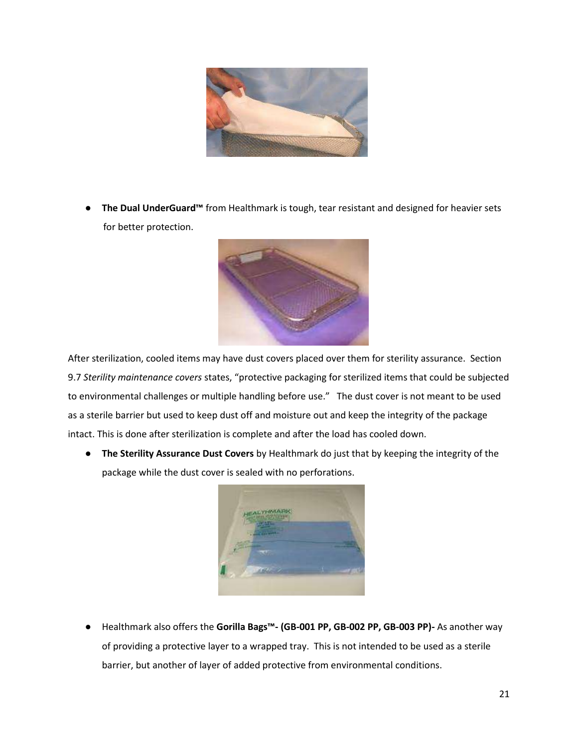- **The Dual UnderGuard™** from Healthmark is tough, tear resistant and designed for heavier sets for better protection.

After sterilization, cooled items may have dust covers placed over them for sterility assurance. Section 9.7 *Sterility maintenance covers* states, "protective packaging for sterilized items that could be subjected to environmental challenges or multiple handling before use." The dust cover is not meant to be used as a sterile barrier but used to keep dust off and moisture out and keep the integrity of the package intact. This is done after sterilization is complete and after the load has cooled down.

- **The Sterility Assurance Dust Covers** by Healthmark do just that by keeping the integrity of the package while the dust cover is sealed with no perforations.

- Healthmark also offers the **Gorilla Bags™- (GB-001 PP, GB-002 PP, GB-003 PP)-** As another way of providing a protective layer to a wrapped tray. This is not intended to be used as a sterile barrier, but another of layer of added protective from environmental conditions.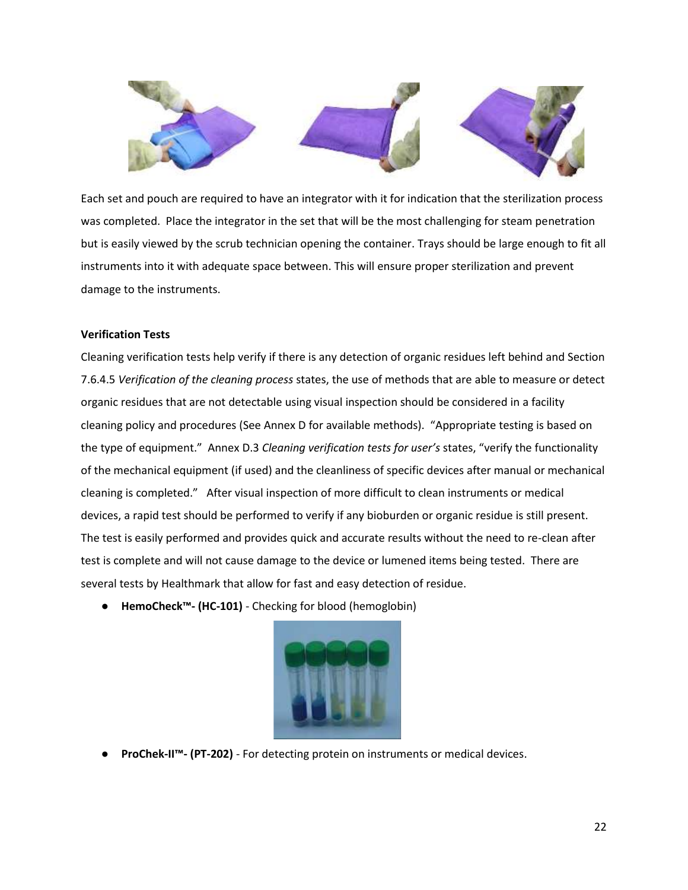Each set and pouch are required to have an integrator with it for indication that the sterilization process was completed. Place the integrator in the set that will be the most challenging for steam penetration but is easily viewed by the scrub technician opening the container. Trays should be large enough to fit all instruments into it with adequate space between. This will ensure proper sterilization and prevent damage to the instruments.

**Verification Tests**

Cleaning verification tests help verify if there is any detection of organic residues left behind and Section 7.6.4.5 *Verification of the cleaning process* states, the use of methods that are able to measure or detect organic residues that are not detectable using visual inspection should be considered in a facility cleaning policy and procedures (See Annex D for available methods). "Appropriate testing is based on the type of equipment." Annex D.3 *Cleaning verification tests for user's* states, "verify the functionality of the mechanical equipment (if used) and the cleanliness of specific devices after manual or mechanical cleaning is completed." After visual inspection of more difficult to clean instruments or medical devices, a rapid test should be performed to verify if any bioburden or organic residue is still present. The test is easily performed and provides quick and accurate results without the need to re-clean after test is complete and will not cause damage to the device or lumened items being tested. There are several tests by Healthmark that allow for fast and easy detection of residue.

- **HemoCheck™- (HC-101)** - Checking for blood (hemoglobin)
- **ProChek-II™- (PT-202)** - For detecting protein on instruments or medical devices.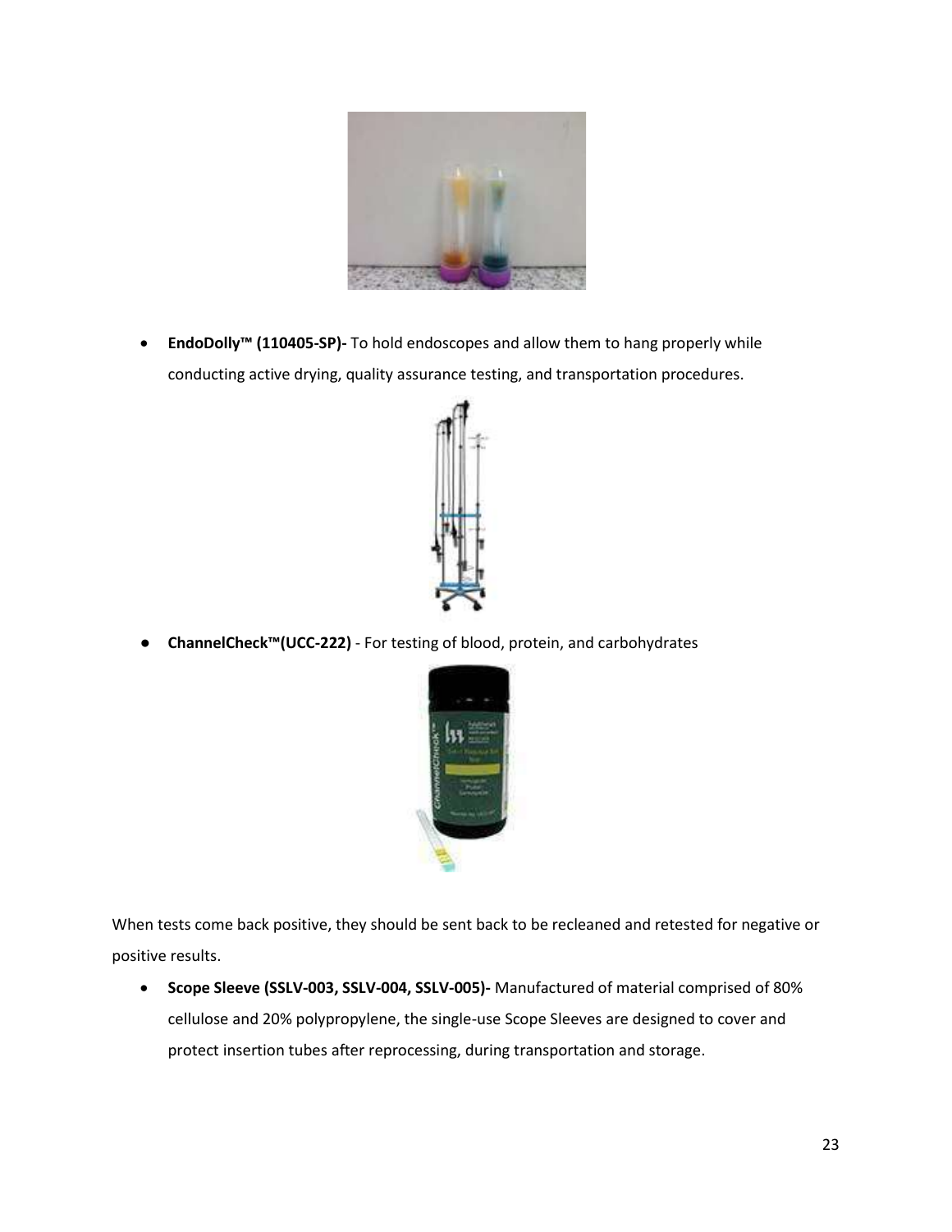- **EndoDolly™ (110405-SP)-** To hold endoscopes and allow them to hang properly while conducting active drying, quality assurance testing, and transportation procedures.

- **ChannelCheck™(UCC-222)** - For testing of blood, protein, and carbohydrates

When tests come back positive, they should be sent back to be recleaned and retested for negative or positive results.

- **Scope Sleeve (SSLV-003, SSLV-004, SSLV-005)-** Manufactured of material comprised of 80% cellulose and 20% polypropylene, the single-use Scope Sleeves are designed to cover and protect insertion tubes after reprocessing, during transportation and storage.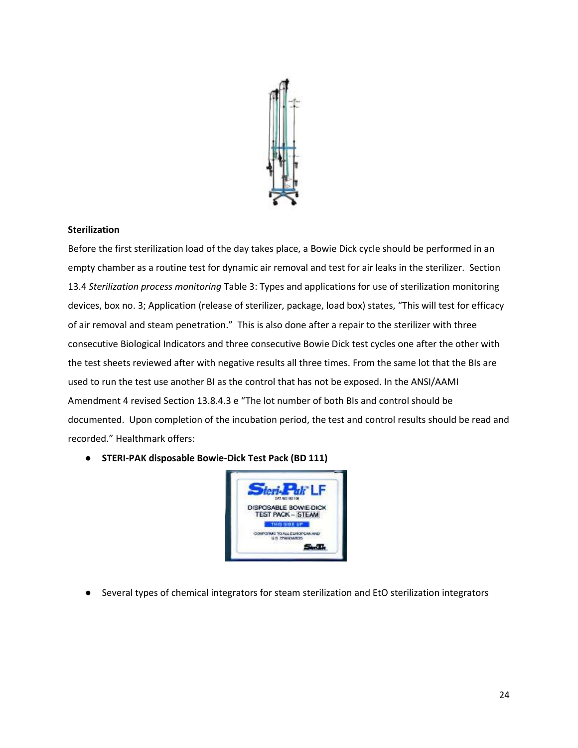**Sterilization**

Before the first sterilization load of the day takes place, a Bowie Dick cycle should be performed in an empty chamber as a routine test for dynamic air removal and test for air leaks in the sterilizer. Section 13.4 *Sterilization process monitoring* Table 3: Types and applications for use of sterilization monitoring devices, box no. 3; Application (release of sterilizer, package, load box) states, "This will test for efficacy of air removal and steam penetration." This is also done after a repair to the sterilizer with three consecutive Biological Indicators and three consecutive Bowie Dick test cycles one after the other with the test sheets reviewed after with negative results all three times. From the same lot that the BIs are used to run the test use another BI as the control that has not be exposed. In the ANSI/AAMI Amendment 4 revised Section 13.8.4.3 e "The lot number of both BIs and control should be documented. Upon completion of the incubation period, the test and control results should be read and recorded." Healthmark offers:

- **STERI-PAK disposable Bowie-Dick Test Pack (BD 111)**
- Several types of chemical integrators for steam sterilization and EtO sterilization integrators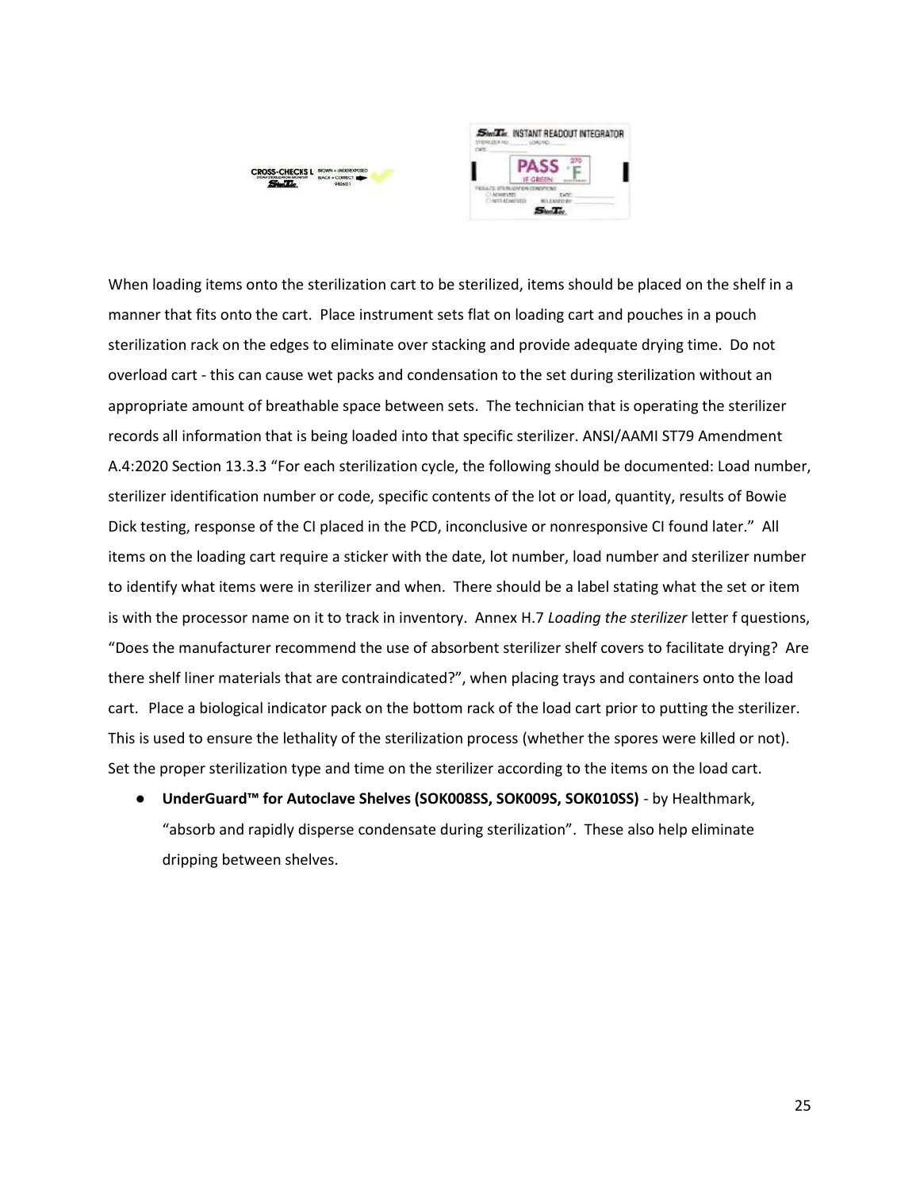When loading items onto the sterilization cart to be sterilized, items should be placed on the shelf in a manner that fits onto the cart. Place instrument sets flat on loading cart and pouches in a pouch sterilization rack on the edges to eliminate over stacking and provide adequate drying time. Do not overload cart - this can cause wet packs and condensation to the set during sterilization without an appropriate amount of breathable space between sets. The technician that is operating the sterilizer records all information that is being loaded into that specific sterilizer. ANSI/AAMI ST79 Amendment A.4:2020 Section 13.3.3 "For each sterilization cycle, the following should be documented: Load number, sterilizer identification number or code, specific contents of the lot or load, quantity, results of Bowie Dick testing, response of the CI placed in the PCD, inconclusive or nonresponsive CI found later." All items on the loading cart require a sticker with the date, lot number, load number and sterilizer number to identify what items were in sterilizer and when. There should be a label stating what the set or item is with the processor name on it to track in inventory. Annex H.7 *Loading the sterilizer* letter f questions, "Does the manufacturer recommend the use of absorbent sterilizer shelf covers to facilitate drying? Are there shelf liner materials that are contraindicated?", when placing trays and containers onto the load cart. Place a biological indicator pack on the bottom rack of the load cart prior to putting the sterilizer. This is used to ensure the lethality of the sterilization process (whether the spores were killed or not). Set the proper sterilization type and time on the sterilizer according to the items on the load cart.

- **UnderGuard™ for Autoclave Shelves (SOK008SS, SOK009S, SOK010SS)** - by Healthmark, "absorb and rapidly disperse condensate during sterilization". These also help eliminate dripping between shelves.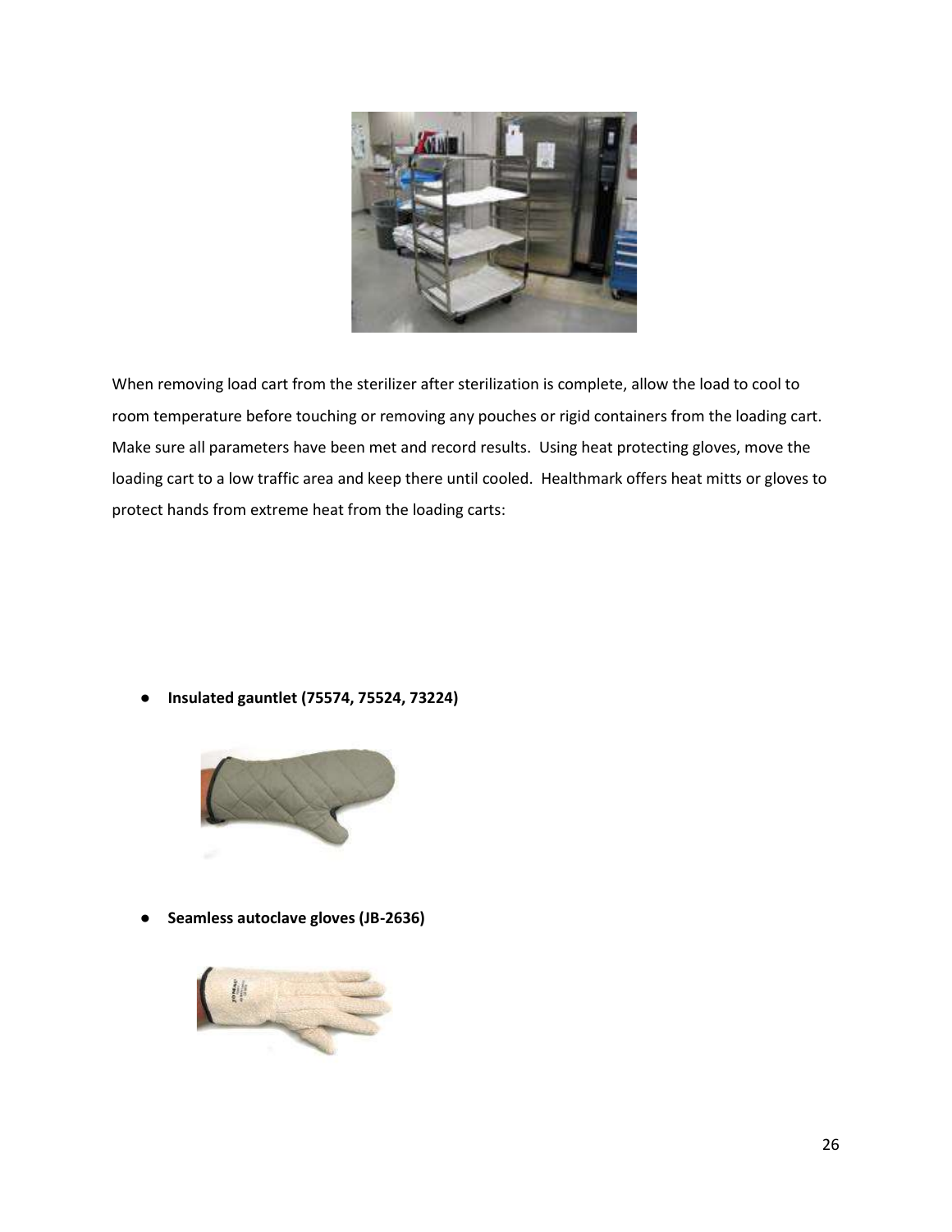When removing load cart from the sterilizer after sterilization is complete, allow the load to cool to room temperature before touching or removing any pouches or rigid containers from the loading cart. Make sure all parameters have been met and record results. Using heat protecting gloves, move the loading cart to a low traffic area and keep there until cooled. Healthmark offers heat mitts or gloves to protect hands from extreme heat from the loading carts:

- **Insulated gauntlet (75574, 75524, 73224)**

- **Seamless autoclave gloves (JB-2636)**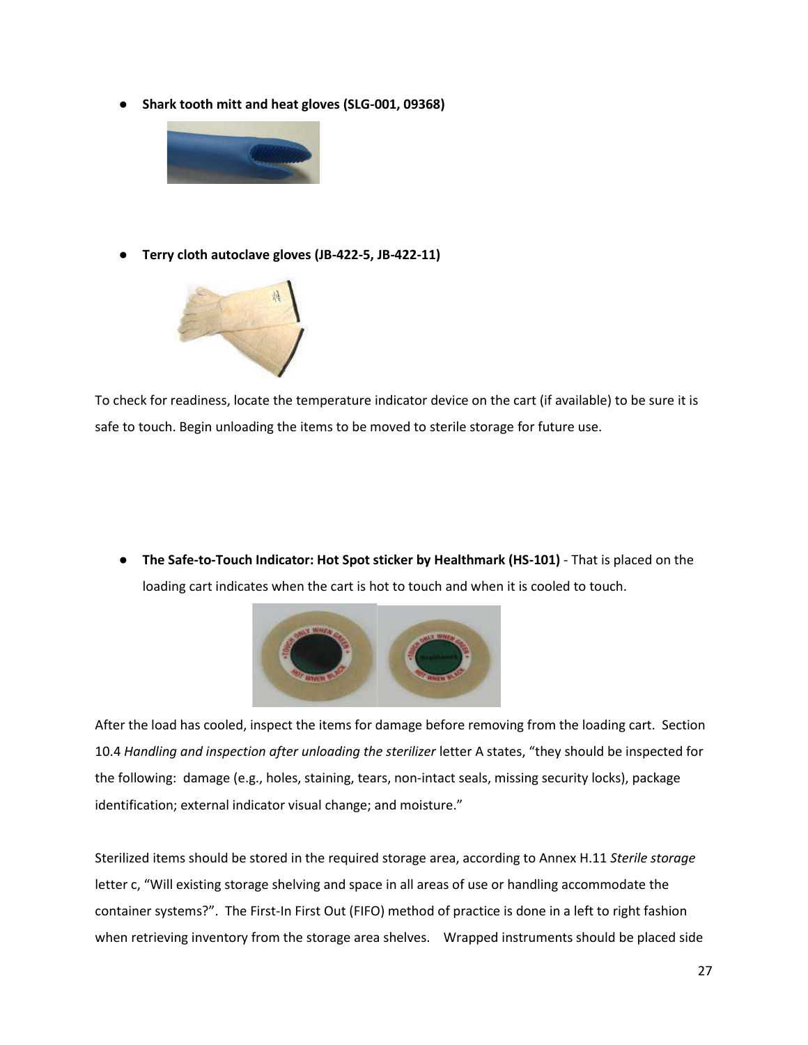- **Shark tooth mitt and heat gloves (SLG-001, 09368)**

- **Terry cloth autoclave gloves (JB-422-5, JB-422-11)**

To check for readiness, locate the temperature indicator device on the cart (if available) to be sure it is safe to touch. Begin unloading the items to be moved to sterile storage for future use.

- **The Safe-to-Touch Indicator: Hot Spot sticker by Healthmark (HS-101)** - That is placed on the loading cart indicates when the cart is hot to touch and when it is cooled to touch.

After the load has cooled, inspect the items for damage before removing from the loading cart. Section 10.4 *Handling and inspection after unloading the sterilizer* letter A states, "they should be inspected for the following: damage (e.g., holes, staining, tears, non-intact seals, missing security locks), package identification; external indicator visual change; and moisture."

Sterilized items should be stored in the required storage area, according to Annex H.11 *Sterile storage* letter c, "Will existing storage shelving and space in all areas of use or handling accommodate the container systems?". The First-In First Out (FIFO) method of practice is done in a left to right fashion when retrieving inventory from the storage area shelves. Wrapped instruments should be placed side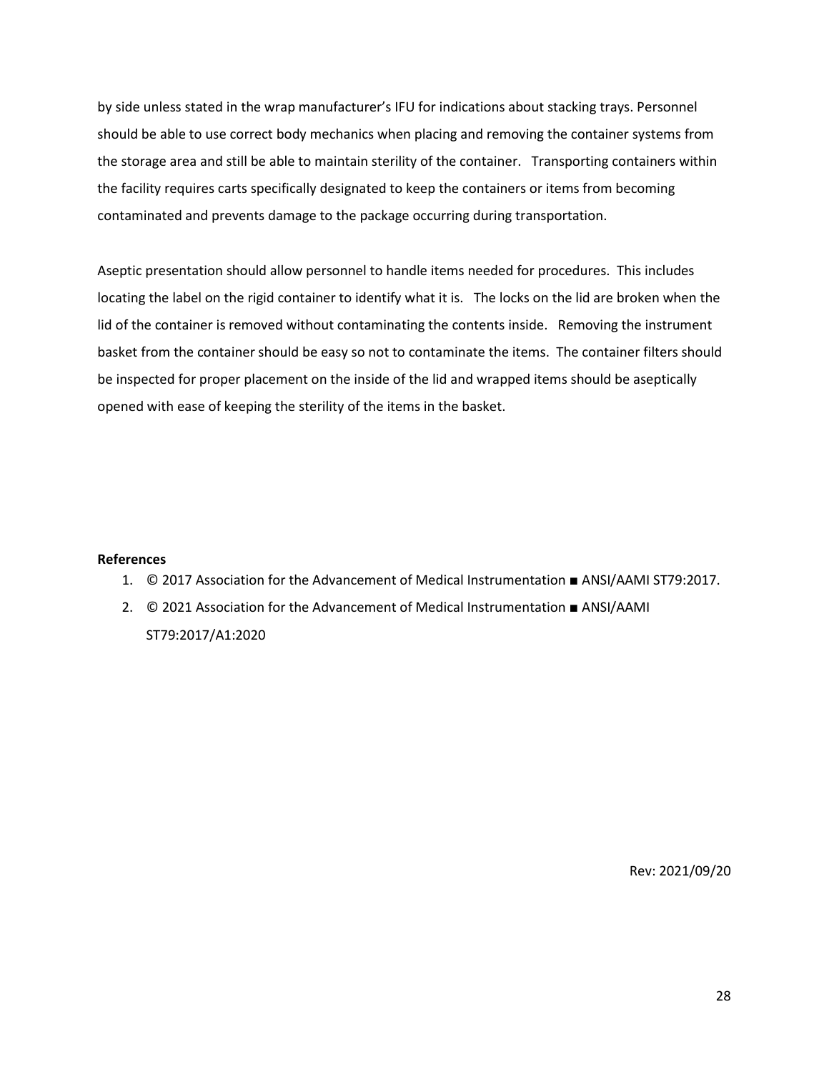by side unless stated in the wrap manufacturer's IFU for indications about stacking trays. Personnel should be able to use correct body mechanics when placing and removing the container systems from the storage area and still be able to maintain sterility of the container. Transporting containers within the facility requires carts specifically designated to keep the containers or items from becoming contaminated and prevents damage to the package occurring during transportation.

Aseptic presentation should allow personnel to handle items needed for procedures. This includes locating the label on the rigid container to identify what it is. The locks on the lid are broken when the lid of the container is removed without contaminating the contents inside. Removing the instrument basket from the container should be easy so not to contaminate the items. The container filters should be inspected for proper placement on the inside of the lid and wrapped items should be aseptically opened with ease of keeping the sterility of the items in the basket.

**References**

1. © 2017 Association for the Advancement of Medical Instrumentation ■ ANSI/AAMI ST79:2017.
2. © 2021 Association for the Advancement of Medical Instrumentation ■ ANSI/AAMI ST79:2017/A1:2020

Rev: 2021/09/20